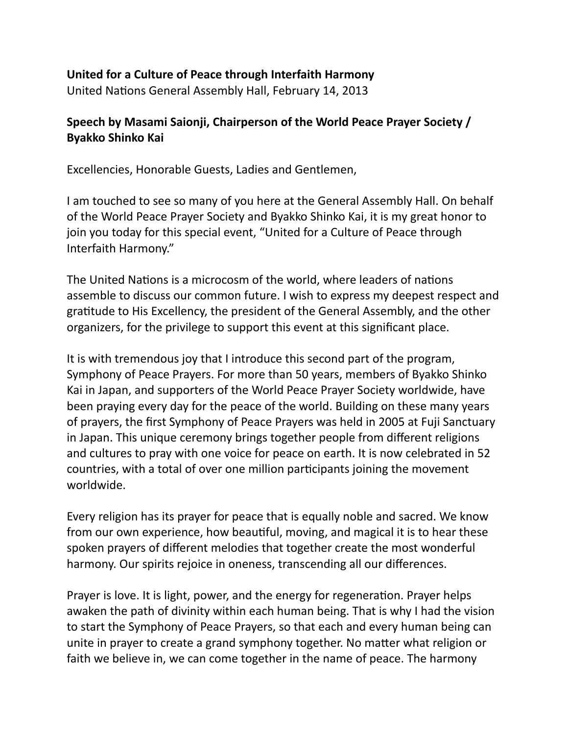**United for a Culture of Peace through Interfaith Harmony**
United Nations General Assembly Hall, February 14, 2013

**Speech by Masami Saionji, Chairperson of the World Peace Prayer Society / Byakko Shinko Kai**

Excellencies, Honorable Guests, Ladies and Gentlemen,

I am touched to see so many of you here at the General Assembly Hall. On behalf of the World Peace Prayer Society and Byakko Shinko Kai, it is my great honor to join you today for this special event, "United for a Culture of Peace through Interfaith Harmony."

The United Nations is a microcosm of the world, where leaders of nations assemble to discuss our common future. I wish to express my deepest respect and gratitude to His Excellency, the president of the General Assembly, and the other organizers, for the privilege to support this event at this significant place.

It is with tremendous joy that I introduce this second part of the program, Symphony of Peace Prayers. For more than 50 years, members of Byakko Shinko Kai in Japan, and supporters of the World Peace Prayer Society worldwide, have been praying every day for the peace of the world. Building on these many years of prayers, the first Symphony of Peace Prayers was held in 2005 at Fuji Sanctuary in Japan. This unique ceremony brings together people from different religions and cultures to pray with one voice for peace on earth. It is now celebrated in 52 countries, with a total of over one million participants joining the movement worldwide.

Every religion has its prayer for peace that is equally noble and sacred. We know from our own experience, how beautiful, moving, and magical it is to hear these spoken prayers of different melodies that together create the most wonderful harmony. Our spirits rejoice in oneness, transcending all our differences.

Prayer is love. It is light, power, and the energy for regeneration. Prayer helps awaken the path of divinity within each human being. That is why I had the vision to start the Symphony of Peace Prayers, so that each and every human being can unite in prayer to create a grand symphony together. No matter what religion or faith we believe in, we can come together in the name of peace. The harmony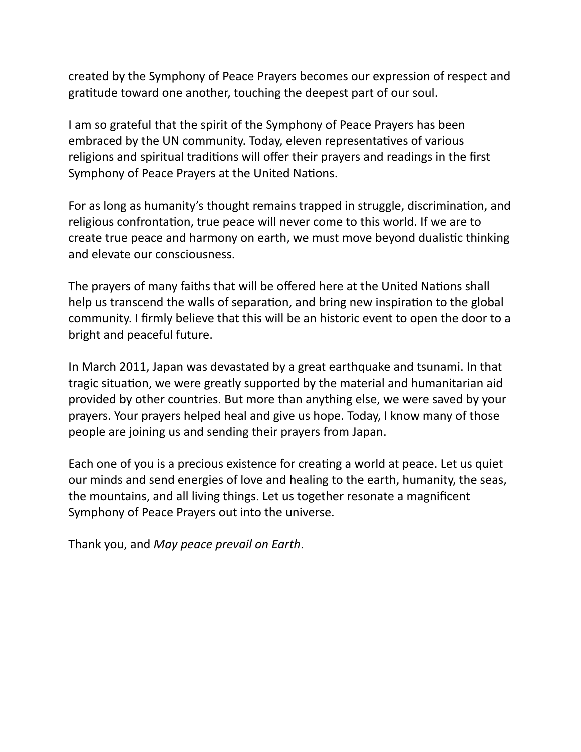created by the Symphony of Peace Prayers becomes our expression of respect and gratitude toward one another, touching the deepest part of our soul.

I am so grateful that the spirit of the Symphony of Peace Prayers has been embraced by the UN community. Today, eleven representatives of various religions and spiritual traditions will offer their prayers and readings in the first Symphony of Peace Prayers at the United Nations.

For as long as humanity's thought remains trapped in struggle, discrimination, and religious confrontation, true peace will never come to this world. If we are to create true peace and harmony on earth, we must move beyond dualistic thinking and elevate our consciousness.

The prayers of many faiths that will be offered here at the United Nations shall help us transcend the walls of separation, and bring new inspiration to the global community. I firmly believe that this will be an historic event to open the door to a bright and peaceful future.

In March 2011, Japan was devastated by a great earthquake and tsunami. In that tragic situation, we were greatly supported by the material and humanitarian aid provided by other countries. But more than anything else, we were saved by your prayers. Your prayers helped heal and give us hope. Today, I know many of those people are joining us and sending their prayers from Japan.

Each one of you is a precious existence for creating a world at peace. Let us quiet our minds and send energies of love and healing to the earth, humanity, the seas, the mountains, and all living things. Let us together resonate a magnificent Symphony of Peace Prayers out into the universe.

Thank you, and *May peace prevail on Earth*.